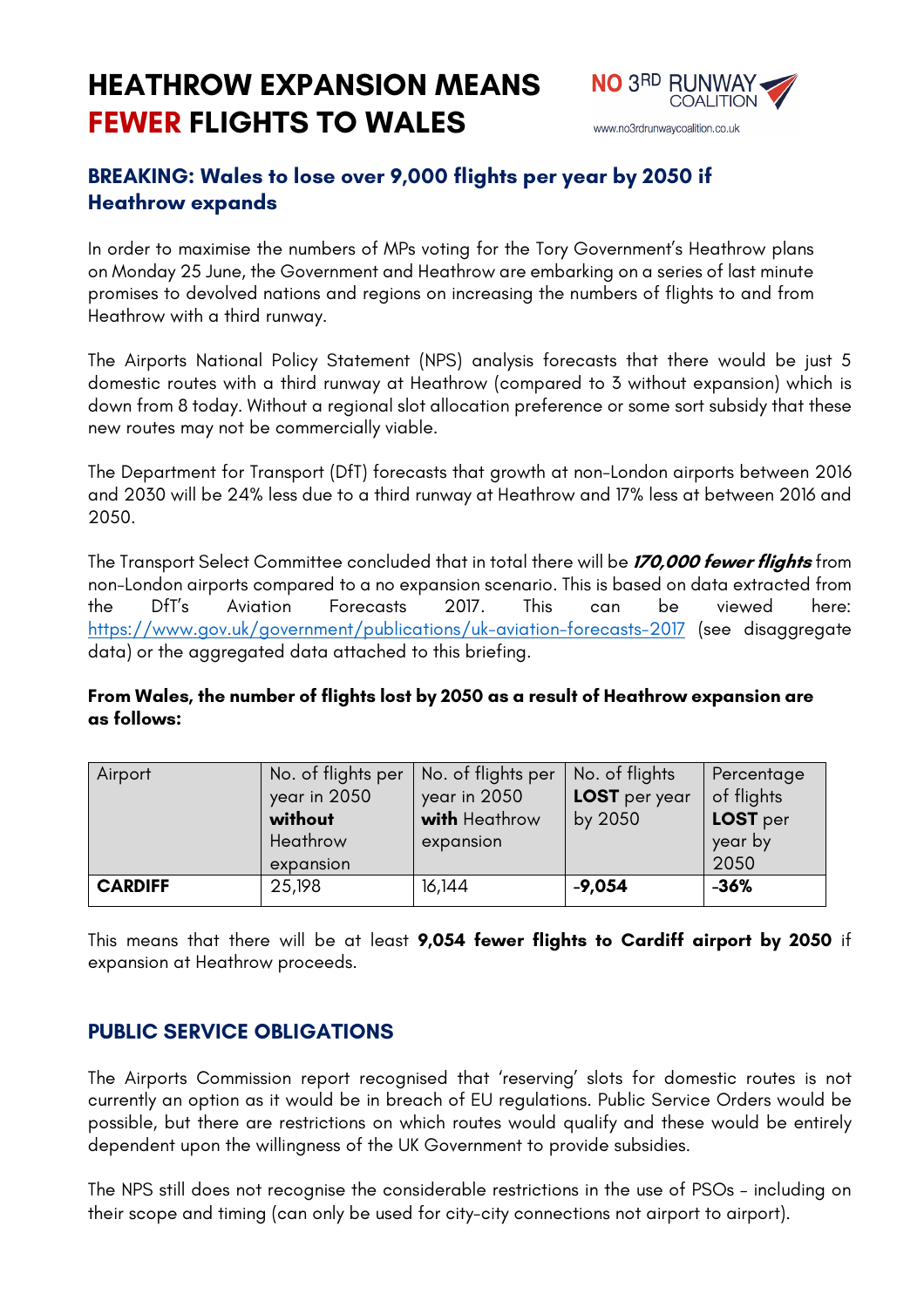# HEATHROW EXPANSION MEANS **FEWER** FLIGHTS TO WALES

NO 3RD RUNWAY COALITION
www.no3rdrunwaycoalition.co.uk

## BREAKING: Wales to lose over 9,000 flights per year by 2050 if Heathrow expands

In order to maximise the numbers of MPs voting for the Tory Government's Heathrow plans on Monday 25 June, the Government and Heathrow are embarking on a series of last minute promises to devolved nations and regions on increasing the numbers of flights to and from Heathrow with a third runway.

The Airports National Policy Statement (NPS) analysis forecasts that there would be just 5 domestic routes with a third runway at Heathrow (compared to 3 without expansion) which is down from 8 today. Without a regional slot allocation preference or some sort subsidy that these new routes may not be commercially viable.

The Department for Transport (DfT) forecasts that growth at non-London airports between 2016 and 2030 will be 24% less due to a third runway at Heathrow and 17% less at between 2016 and 2050.

The Transport Select Committee concluded that in total there will be ***170,000 fewer flights*** from non-London airports compared to a no expansion scenario. This is based on data extracted from the DfT's Aviation Forecasts 2017. This can be viewed here: https://www.gov.uk/government/publications/uk-aviation-forecasts-2017 (see disaggregate data) or the aggregated data attached to this briefing.

**From Wales, the number of flights lost by 2050 as a result of Heathrow expansion are as follows:**

| Airport | No. of flights per year in 2050 **without** Heathrow expansion | No. of flights per year in 2050 **with** Heathrow expansion | No. of flights **LOST** per year by 2050 | Percentage of flights **LOST** per year by 2050 |
|---|---|---|---|---|
| **CARDIFF** | 25,198 | 16,144 | **-9,054** | **-36%** |

This means that there will be at least **9,054 fewer flights to Cardiff airport by 2050** if expansion at Heathrow proceeds.

## PUBLIC SERVICE OBLIGATIONS

The Airports Commission report recognised that 'reserving' slots for domestic routes is not currently an option as it would be in breach of EU regulations. Public Service Orders would be possible, but there are restrictions on which routes would qualify and these would be entirely dependent upon the willingness of the UK Government to provide subsidies.

The NPS still does not recognise the considerable restrictions in the use of PSOs – including on their scope and timing (can only be used for city-city connections not airport to airport).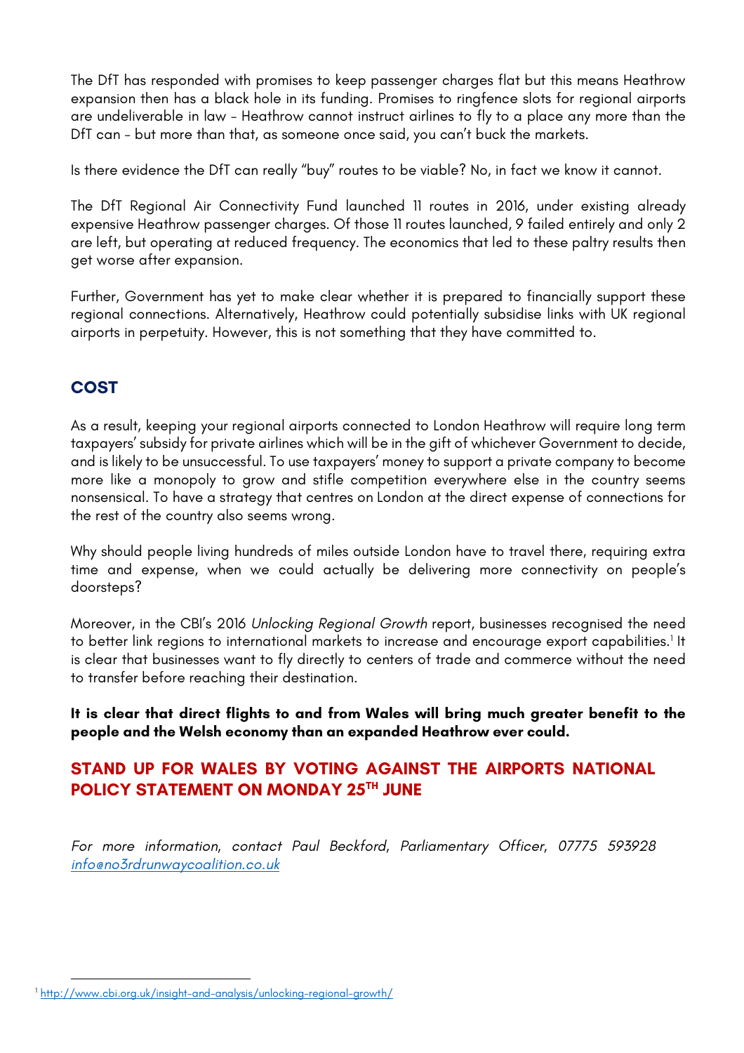The DfT has responded with promises to keep passenger charges flat but this means Heathrow expansion then has a black hole in its funding. Promises to ringfence slots for regional airports are undeliverable in law – Heathrow cannot instruct airlines to fly to a place any more than the DfT can – but more than that, as someone once said, you can't buck the markets.

Is there evidence the DfT can really "buy" routes to be viable? No, in fact we know it cannot.

The DfT Regional Air Connectivity Fund launched 11 routes in 2016, under existing already expensive Heathrow passenger charges. Of those 11 routes launched, 9 failed entirely and only 2 are left, but operating at reduced frequency. The economics that led to these paltry results then get worse after expansion.

Further, Government has yet to make clear whether it is prepared to financially support these regional connections. Alternatively, Heathrow could potentially subsidise links with UK regional airports in perpetuity. However, this is not something that they have committed to.

## COST

As a result, keeping your regional airports connected to London Heathrow will require long term taxpayers' subsidy for private airlines which will be in the gift of whichever Government to decide, and is likely to be unsuccessful. To use taxpayers' money to support a private company to become more like a monopoly to grow and stifle competition everywhere else in the country seems nonsensical. To have a strategy that centres on London at the direct expense of connections for the rest of the country also seems wrong.

Why should people living hundreds of miles outside London have to travel there, requiring extra time and expense, when we could actually be delivering more connectivity on people's doorsteps?

Moreover, in the CBI's 2016 *Unlocking Regional Growth* report, businesses recognised the need to better link regions to international markets to increase and encourage export capabilities.[1] It is clear that businesses want to fly directly to centers of trade and commerce without the need to transfer before reaching their destination.

**It is clear that direct flights to and from Wales will bring much greater benefit to the people and the Welsh economy than an expanded Heathrow ever could.**

## STAND UP FOR WALES BY VOTING AGAINST THE AIRPORTS NATIONAL POLICY STATEMENT ON MONDAY 25TH JUNE

*For more information, contact Paul Beckford, Parliamentary Officer, 07775 593928 [info@no3rdrunwaycoalition.co.uk](mailto:info@no3rdrunwaycoalition.co.uk)*

---

[1] http://www.cbi.org.uk/insight-and-analysis/unlocking-regional-growth/